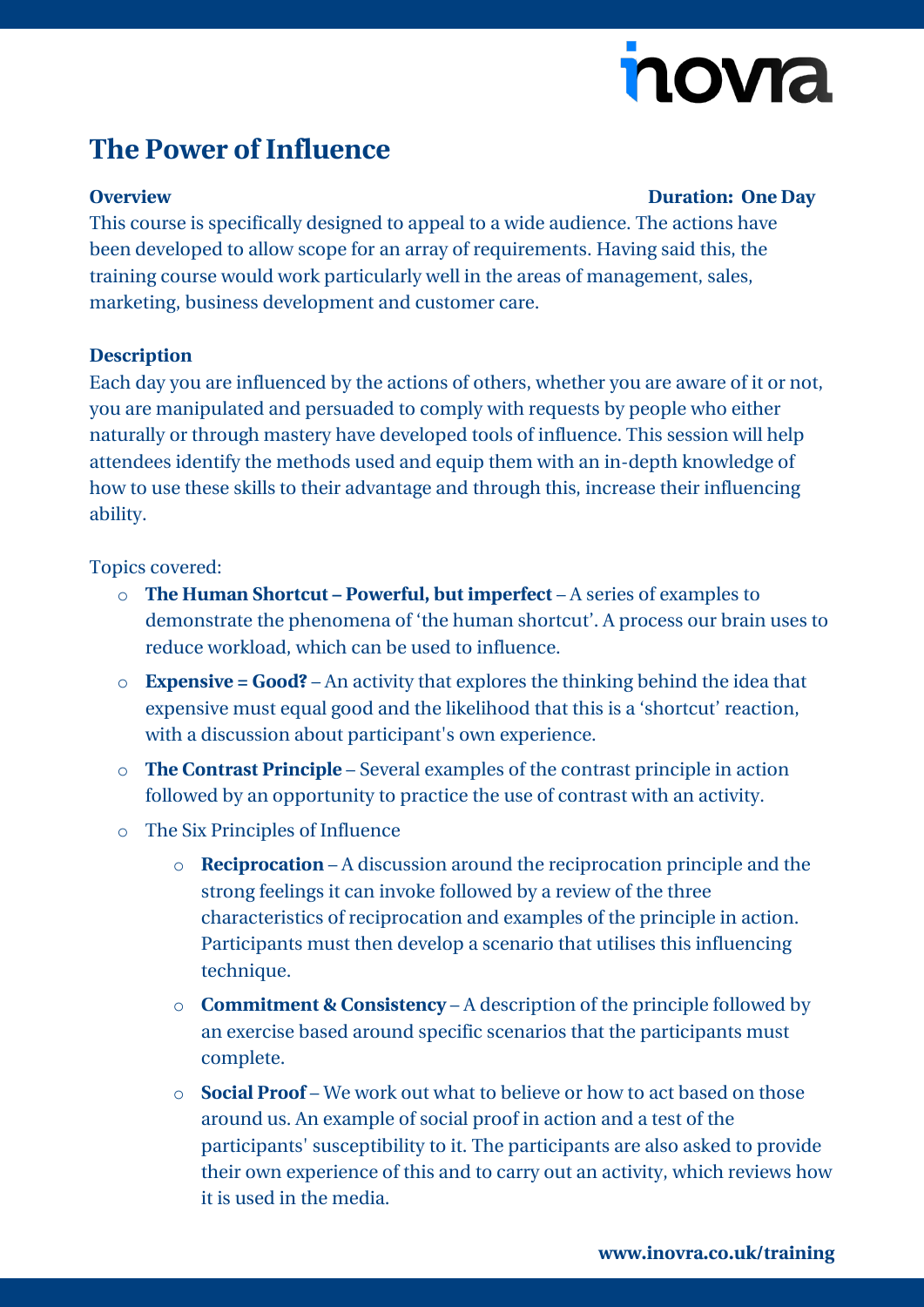# The Power of Influence

**Overview** **Duration: One Day**

This course is specifically designed to appeal to a wide audience. The actions have been developed to allow scope for an array of requirements. Having said this, the training course would work particularly well in the areas of management, sales, marketing, business development and customer care.

**Description**

Each day you are influenced by the actions of others, whether you are aware of it or not, you are manipulated and persuaded to comply with requests by people who either naturally or through mastery have developed tools of influence. This session will help attendees identify the methods used and equip them with an in-depth knowledge of how to use these skills to their advantage and through this, increase their influencing ability.

Topics covered:

- **The Human Shortcut – Powerful, but imperfect** – A series of examples to demonstrate the phenomena of 'the human shortcut'. A process our brain uses to reduce workload, which can be used to influence.
- **Expensive = Good?** – An activity that explores the thinking behind the idea that expensive must equal good and the likelihood that this is a 'shortcut' reaction, with a discussion about participant's own experience.
- **The Contrast Principle** – Several examples of the contrast principle in action followed by an opportunity to practice the use of contrast with an activity.
- The Six Principles of Influence
  - **Reciprocation** – A discussion around the reciprocation principle and the strong feelings it can invoke followed by a review of the three characteristics of reciprocation and examples of the principle in action. Participants must then develop a scenario that utilises this influencing technique.
  - **Commitment & Consistency** – A description of the principle followed by an exercise based around specific scenarios that the participants must complete.
  - **Social Proof** – We work out what to believe or how to act based on those around us. An example of social proof in action and a test of the participants' susceptibility to it. The participants are also asked to provide their own experience of this and to carry out an activity, which reviews how it is used in the media.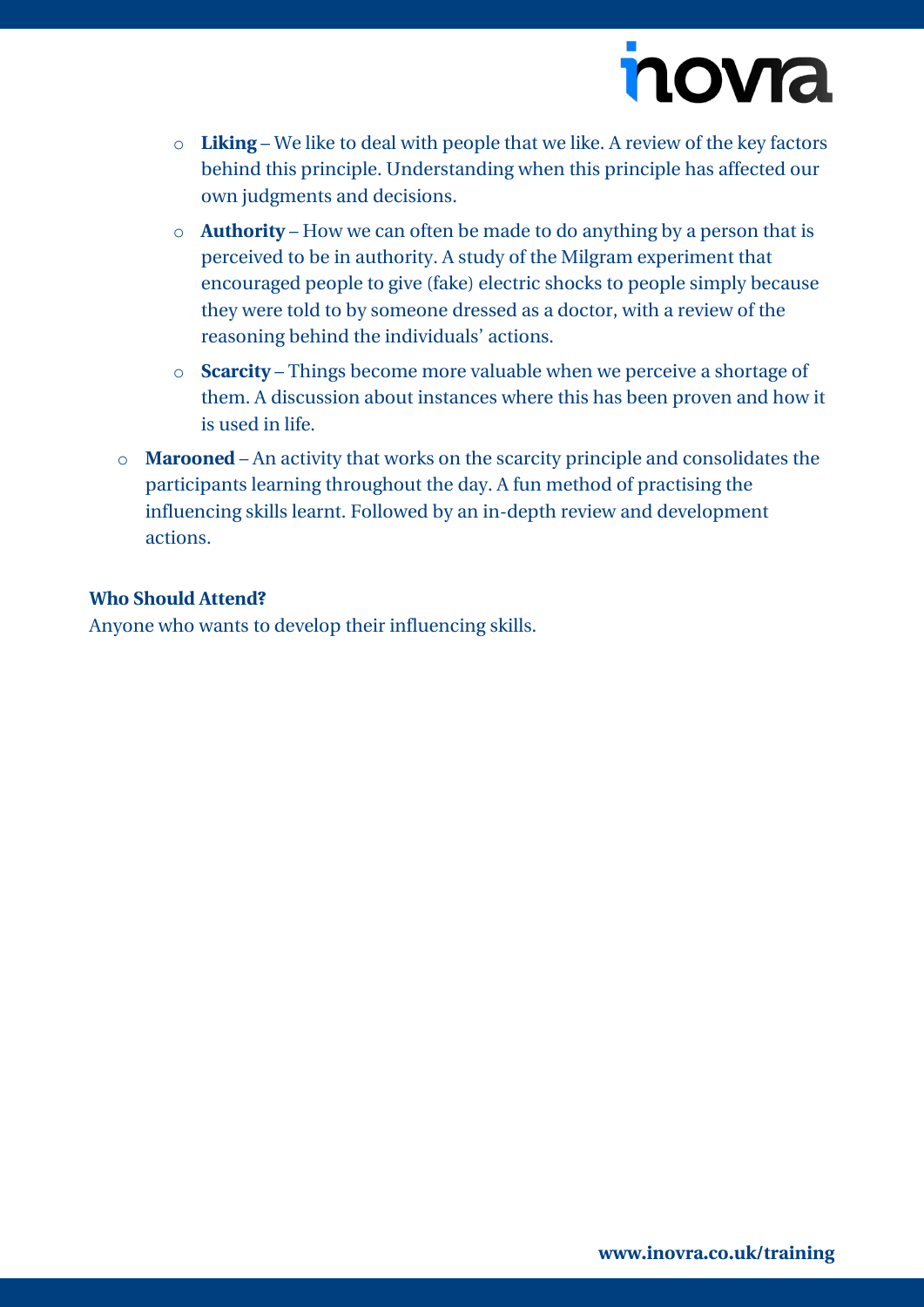- **Liking** – We like to deal with people that we like. A review of the key factors behind this principle. Understanding when this principle has affected our own judgments and decisions.
  - **Authority** – How we can often be made to do anything by a person that is perceived to be in authority. A study of the Milgram experiment that encouraged people to give (fake) electric shocks to people simply because they were told to by someone dressed as a doctor, with a review of the reasoning behind the individuals' actions.
  - **Scarcity** – Things become more valuable when we perceive a shortage of them. A discussion about instances where this has been proven and how it is used in life.
- **Marooned** – An activity that works on the scarcity principle and consolidates the participants learning throughout the day. A fun method of practising the influencing skills learnt. Followed by an in-depth review and development actions.

**Who Should Attend?**

Anyone who wants to develop their influencing skills.